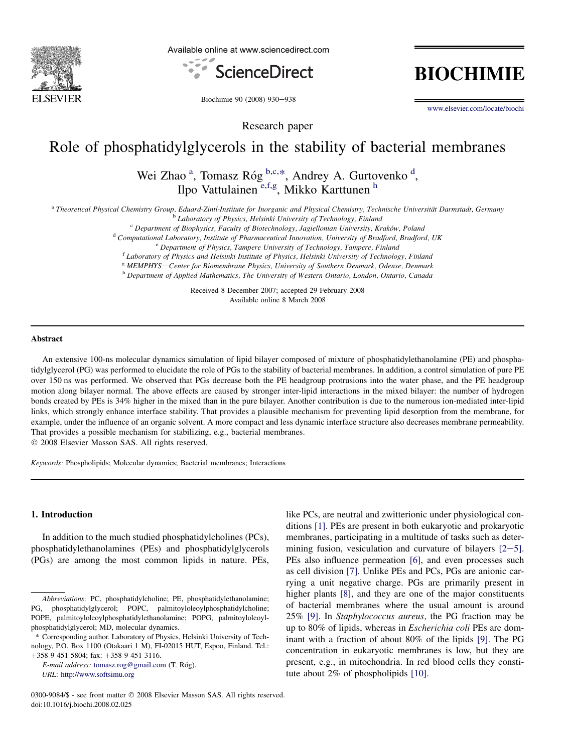Research paper

# Role of phosphatidylglycerols in the stability of bacterial membranes

Wei Zhao [a], Tomasz Róg [b,c,*], Andrey A. Gurtovenko [d], Ilpo Vattulainen [e,f,g], Mikko Karttunen [h]

[a] Theoretical Physical Chemistry Group, Eduard-Zintl-Institute for Inorganic and Physical Chemistry, Technische Universität Darmstadt, Germany
[b] Laboratory of Physics, Helsinki University of Technology, Finland
[c] Department of Biophysics, Faculty of Biotechnology, Jagiellonian University, Kraków, Poland
[d] Computational Laboratory, Institute of Pharmaceutical Innovation, University of Bradford, Bradford, UK
[e] Department of Physics, Tampere University of Technology, Tampere, Finland
[f] Laboratory of Physics and Helsinki Institute of Physics, Helsinki University of Technology, Finland
[g] MEMPHYS—Center for Biomembrane Physics, University of Southern Denmark, Odense, Denmark
[h] Department of Applied Mathematics, The University of Western Ontario, London, Ontario, Canada

Received 8 December 2007; accepted 29 February 2008
Available online 8 March 2008

## Abstract

An extensive 100-ns molecular dynamics simulation of lipid bilayer composed of mixture of phosphatidylethanolamine (PE) and phosphatidylglycerol (PG) was performed to elucidate the role of PGs to the stability of bacterial membranes. In addition, a control simulation of pure PE over 150 ns was performed. We observed that PGs decrease both the PE headgroup protrusions into the water phase, and the PE headgroup motion along bilayer normal. The above effects are caused by stronger inter-lipid interactions in the mixed bilayer: the number of hydrogen bonds created by PEs is 34% higher in the mixed than in the pure bilayer. Another contribution is due to the numerous ion-mediated inter-lipid links, which strongly enhance interface stability. That provides a plausible mechanism for preventing lipid desorption from the membrane, for example, under the influence of an organic solvent. A more compact and less dynamic interface structure also decreases membrane permeability. That provides a possible mechanism for stabilizing, e.g., bacterial membranes.
© 2008 Elsevier Masson SAS. All rights reserved.

*Keywords:* Phospholipids; Molecular dynamics; Bacterial membranes; Interactions

## 1. Introduction

In addition to the much studied phosphatidylcholines (PCs), phosphatidylethanolamines (PEs) and phosphatidylglycerols (PGs) are among the most common lipids in nature. PEs, like PCs, are neutral and zwitterionic under physiological conditions [1]. PEs are present in both eukaryotic and prokaryotic membranes, participating in a multitude of tasks such as determining fusion, vesiculation and curvature of bilayers [2–5]. PEs also influence permeation [6], and even processes such as cell division [7]. Unlike PEs and PCs, PGs are anionic carrying a unit negative charge. PGs are primarily present in higher plants [8], and they are one of the major constituents of bacterial membranes where the usual amount is around 25% [9]. In *Staphylococcus aureus,* the PG fraction may be up to 80% of lipids, whereas in *Escherichia coli* PEs are dominant with a fraction of about 80% of the lipids [9]. The PG concentration in eukaryotic membranes is low, but they are present, e.g., in mitochondria. In red blood cells they constitute about 2% of phospholipids [10].

---

*Abbreviations:* PC, phosphatidylcholine; PE, phosphatidylethanolamine; PG, phosphatidylglycerol; POPC, palmitoyloleoylphosphatidylcholine; POPE, palmitoyloleoylphosphatidylethanolamine; POPG, palmitoyloleoylphosphatidylglycerol; MD, molecular dynamics.

\* Corresponding author. Laboratory of Physics, Helsinki University of Technology, P.O. Box 1100 (Otakaari 1 M), FI-02015 HUT, Espoo, Finland. Tel.: +358 9 451 5804; fax: +358 9 451 3116.

*E-mail address:* tomasz.rog@gmail.com (T. Róg).

*URL:* http://www.softsimu.org

0300-9084/$ - see front matter © 2008 Elsevier Masson SAS. All rights reserved.
doi:10.1016/j.biochi.2008.02.025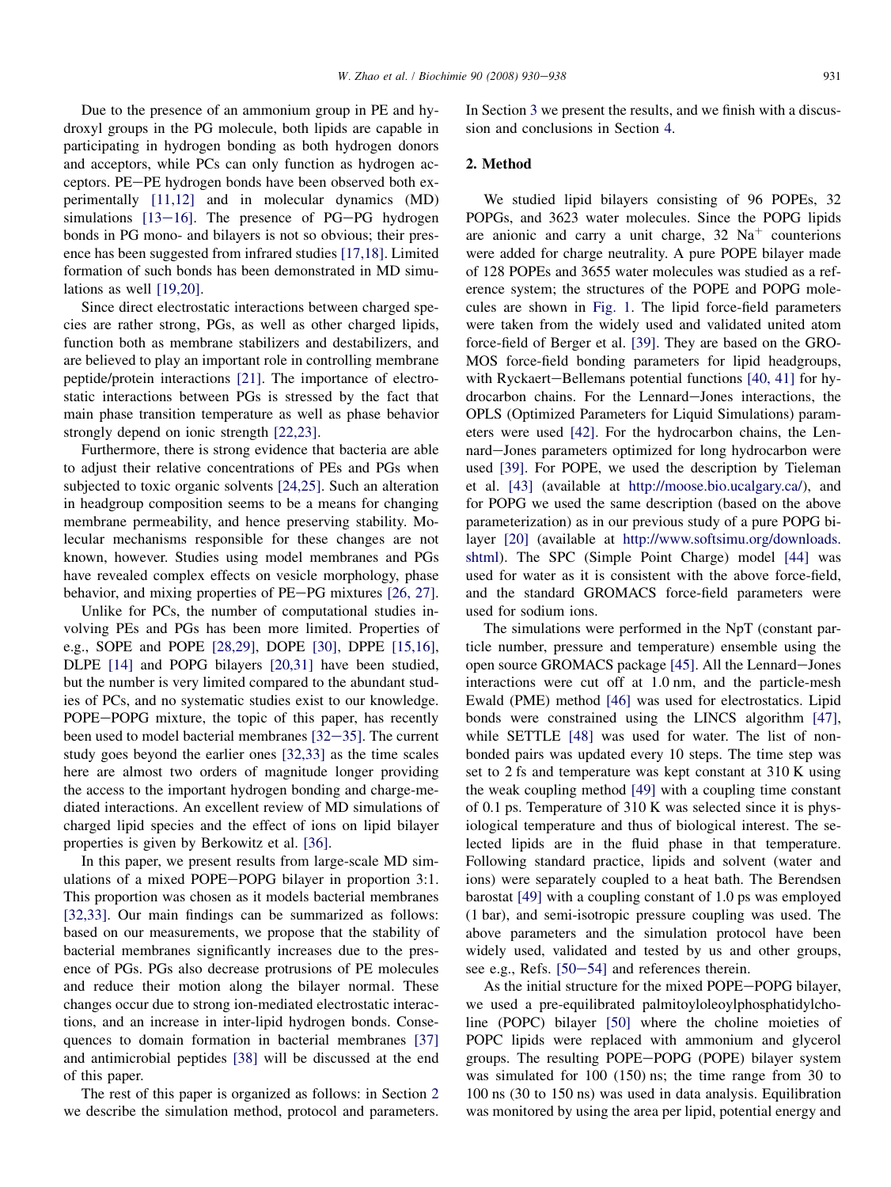Due to the presence of an ammonium group in PE and hydroxyl groups in the PG molecule, both lipids are capable in participating in hydrogen bonding as both hydrogen donors and acceptors, while PCs can only function as hydrogen acceptors. PE–PE hydrogen bonds have been observed both experimentally [11,12] and in molecular dynamics (MD) simulations [13–16]. The presence of PG–PG hydrogen bonds in PG mono- and bilayers is not so obvious; their presence has been suggested from infrared studies [17,18]. Limited formation of such bonds has been demonstrated in MD simulations as well [19,20].

Since direct electrostatic interactions between charged species are rather strong, PGs, as well as other charged lipids, function both as membrane stabilizers and destabilizers, and are believed to play an important role in controlling membrane peptide/protein interactions [21]. The importance of electrostatic interactions between PGs is stressed by the fact that main phase transition temperature as well as phase behavior strongly depend on ionic strength [22,23].

Furthermore, there is strong evidence that bacteria are able to adjust their relative concentrations of PEs and PGs when subjected to toxic organic solvents [24,25]. Such an alteration in headgroup composition seems to be a means for changing membrane permeability, and hence preserving stability. Molecular mechanisms responsible for these changes are not known, however. Studies using model membranes and PGs have revealed complex effects on vesicle morphology, phase behavior, and mixing properties of PE–PG mixtures [26, 27].

Unlike for PCs, the number of computational studies involving PEs and PGs has been more limited. Properties of e.g., SOPE and POPE [28,29], DOPE [30], DPPE [15,16], DLPE [14] and POPG bilayers [20,31] have been studied, but the number is very limited compared to the abundant studies of PCs, and no systematic studies exist to our knowledge. POPE–POPG mixture, the topic of this paper, has recently been used to model bacterial membranes [32–35]. The current study goes beyond the earlier ones [32,33] as the time scales here are almost two orders of magnitude longer providing the access to the important hydrogen bonding and charge-mediated interactions. An excellent review of MD simulations of charged lipid species and the effect of ions on lipid bilayer properties is given by Berkowitz et al. [36].

In this paper, we present results from large-scale MD simulations of a mixed POPE–POPG bilayer in proportion 3:1. This proportion was chosen as it models bacterial membranes [32,33]. Our main findings can be summarized as follows: based on our measurements, we propose that the stability of bacterial membranes significantly increases due to the presence of PGs. PGs also decrease protrusions of PE molecules and reduce their motion along the bilayer normal. These changes occur due to strong ion-mediated electrostatic interactions, and an increase in inter-lipid hydrogen bonds. Consequences to domain formation in bacterial membranes [37] and antimicrobial peptides [38] will be discussed at the end of this paper.

The rest of this paper is organized as follows: in Section 2 we describe the simulation method, protocol and parameters. In Section 3 we present the results, and we finish with a discussion and conclusions in Section 4.

## 2. Method

We studied lipid bilayers consisting of 96 POPEs, 32 POPGs, and 3623 water molecules. Since the POPG lipids are anionic and carry a unit charge, 32 $Na^+$ counterions were added for charge neutrality. A pure POPE bilayer made of 128 POPEs and 3655 water molecules was studied as a reference system; the structures of the POPE and POPG molecules are shown in Fig. 1. The lipid force-field parameters were taken from the widely used and validated united atom force-field of Berger et al. [39]. They are based on the GROMOS force-field bonding parameters for lipid headgroups, with Ryckaert–Bellemans potential functions [40, 41] for hydrocarbon chains. For the Lennard–Jones interactions, the OPLS (Optimized Parameters for Liquid Simulations) parameters were used [42]. For the hydrocarbon chains, the Lennard–Jones parameters optimized for long hydrocarbon were used [39]. For POPE, we used the description by Tieleman et al. [43] (available at http://moose.bio.ucalgary.ca/), and for POPG we used the same description (based on the above parameterization) as in our previous study of a pure POPG bilayer [20] (available at http://www.softsimu.org/downloads.shtml). The SPC (Simple Point Charge) model [44] was used for water as it is consistent with the above force-field, and the standard GROMACS force-field parameters were used for sodium ions.

The simulations were performed in the NpT (constant particle number, pressure and temperature) ensemble using the open source GROMACS package [45]. All the Lennard–Jones interactions were cut off at 1.0 nm, and the particle-mesh Ewald (PME) method [46] was used for electrostatics. Lipid bonds were constrained using the LINCS algorithm [47], while SETTLE [48] was used for water. The list of non-bonded pairs was updated every 10 steps. The time step was set to 2 fs and temperature was kept constant at 310 K using the weak coupling method [49] with a coupling time constant of 0.1 ps. Temperature of 310 K was selected since it is physiological temperature and thus of biological interest. The selected lipids are in the fluid phase in that temperature. Following standard practice, lipids and solvent (water and ions) were separately coupled to a heat bath. The Berendsen barostat [49] with a coupling constant of 1.0 ps was employed (1 bar), and semi-isotropic pressure coupling was used. The above parameters and the simulation protocol have been widely used, validated and tested by us and other groups, see e.g., Refs. [50–54] and references therein.

As the initial structure for the mixed POPE–POPG bilayer, we used a pre-equilibrated palmitoyloleoylphosphatidylcholine (POPC) bilayer [50] where the choline moieties of POPC lipids were replaced with ammonium and glycerol groups. The resulting POPE–POPG (POPE) bilayer system was simulated for 100 (150) ns; the time range from 30 to 100 ns (30 to 150 ns) was used in data analysis. Equilibration was monitored by using the area per lipid, potential energy and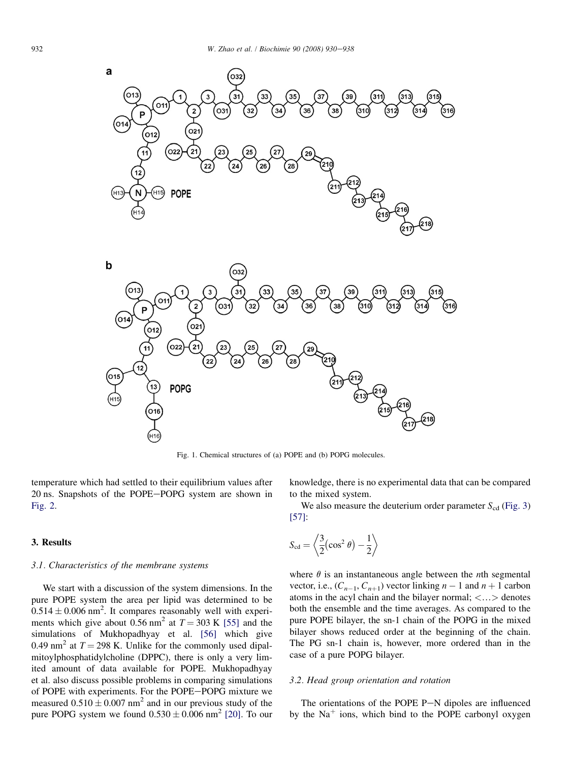Fig. 1. Chemical structures of (a) POPE and (b) POPG molecules.

temperature which had settled to their equilibrium values after 20 ns. Snapshots of the POPE–POPG system are shown in Fig. 2.

## 3. Results

### 3.1. Characteristics of the membrane systems

We start with a discussion of the system dimensions. In the pure POPE system the area per lipid was determined to be $0.514 \pm 0.006\ \text{nm}^2$. It compares reasonably well with experiments which give about $0.56\ \text{nm}^2$ at $T = 303$ K [55] and the simulations of Mukhopadhyay et al. [56] which give $0.49\ \text{nm}^2$ at $T = 298$ K. Unlike for the commonly used dipalmitoylphosphatidylcholine (DPPC), there is only a very limited amount of data available for POPE. Mukhopadhyay et al. also discuss possible problems in comparing simulations of POPE with experiments. For the POPE–POPG mixture we measured $0.510 \pm 0.007\ \text{nm}^2$ and in our previous study of the pure POPG system we found $0.530 \pm 0.006\ \text{nm}^2$ [20]. To our knowledge, there is no experimental data that can be compared to the mixed system.

We also measure the deuterium order parameter $S_{\text{cd}}$ (Fig. 3) [57]:

$$S_{\text{cd}} = \left\langle \frac{3}{2}\left(\cos^2\theta\right) - \frac{1}{2} \right\rangle$$

where $\theta$ is an instantaneous angle between the $n$th segmental vector, i.e., $(C_{n-1}, C_{n+1})$ vector linking $n-1$ and $n+1$ carbon atoms in the acyl chain and the bilayer normal; $<\ldots>$ denotes both the ensemble and the time averages. As compared to the pure POPE bilayer, the sn-1 chain of the POPG in the mixed bilayer shows reduced order at the beginning of the chain. The PG sn-1 chain is, however, more ordered than in the case of a pure POPG bilayer.

### 3.2. Head group orientation and rotation

The orientations of the POPE P–N dipoles are influenced by the $Na^+$ ions, which bind to the POPE carbonyl oxygen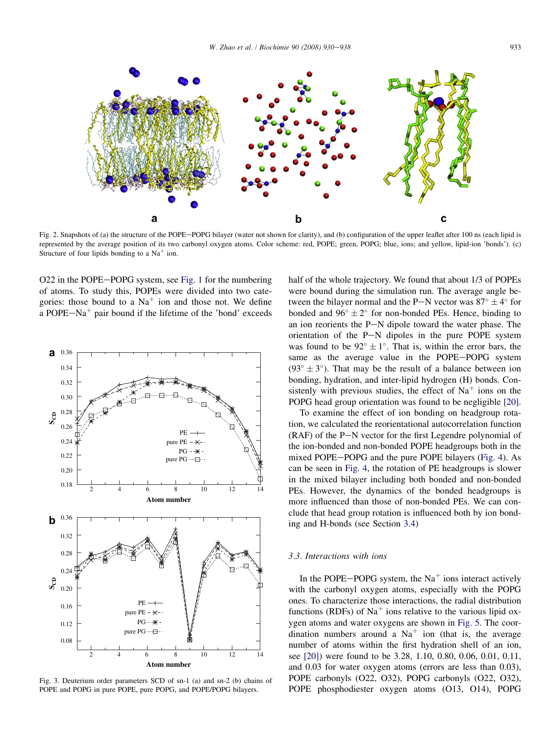Fig. 2. Snapshots of (a) the structure of the POPE−POPG bilayer (water not shown for clarity), and (b) configuration of the upper leaflet after 100 ns (each lipid is represented by the average position of its two carbonyl oxygen atoms. Color scheme: red, POPE; green, POPG; blue, ions; and yellow, lipid-ion 'bonds'). (c) Structure of four lipids bonding to a $Na^+$ ion.

O22 in the POPE−POPG system, see Fig. 1 for the numbering of atoms. To study this, POPEs were divided into two categories: those bound to a $Na^+$ ion and those not. We define a POPE−$Na^+$ pair bound if the lifetime of the 'bond' exceeds half of the whole trajectory. We found that about 1/3 of POPEs were bound during the simulation run. The average angle between the bilayer normal and the P−N vector was $87° \pm 4°$ for bonded and $96° \pm 2°$ for non-bonded PEs. Hence, binding to an ion reorients the P−N dipole toward the water phase. The orientation of the P−N dipoles in the pure POPE system was found to be $92° \pm 1°$. That is, within the error bars, the same as the average value in the POPE−POPG system ($93° \pm 3°$). That may be the result of a balance between ion bonding, hydration, and inter-lipid hydrogen (H) bonds. Consistently with previous studies, the effect of $Na^+$ ions on the POPG head group orientation was found to be negligible [20].

To examine the effect of ion bonding on headgroup rotation, we calculated the reorientational autocorrelation function (RAF) of the P−N vector for the first Legendre polynomial of the ion-bonded and non-bonded POPE headgroups both in the mixed POPE−POPG and the pure POPE bilayers (Fig. 4). As can be seen in Fig. 4, the rotation of PE headgroups is slower in the mixed bilayer including both bonded and non-bonded PEs. However, the dynamics of the bonded headgroups is more influenced than those of non-bonded PEs. We can conclude that head group rotation is influenced both by ion bonding and H-bonds (see Section 3.4)

Fig. 3. Deuterium order parameters SCD of sn-1 (a) and sn-2 (b) chains of POPE and POPG in pure POPE, pure POPG, and POPE/POPG bilayers.

### 3.3. Interactions with ions

In the POPE−POPG system, the $Na^+$ ions interact actively with the carbonyl oxygen atoms, especially with the POPG ones. To characterize those interactions, the radial distribution functions (RDFs) of $Na^+$ ions relative to the various lipid oxygen atoms and water oxygens are shown in Fig. 5. The coordination numbers around a $Na^+$ ion (that is, the average number of atoms within the first hydration shell of an ion, see [20]) were found to be 3.28, 1.10, 0.80, 0.06, 0.01, 0.11, and 0.03 for water oxygen atoms (errors are less than 0.03), POPE carbonyls (O22, O32), POPG carbonyls (O22, O32), POPE phosphodiester oxygen atoms (O13, O14), POPG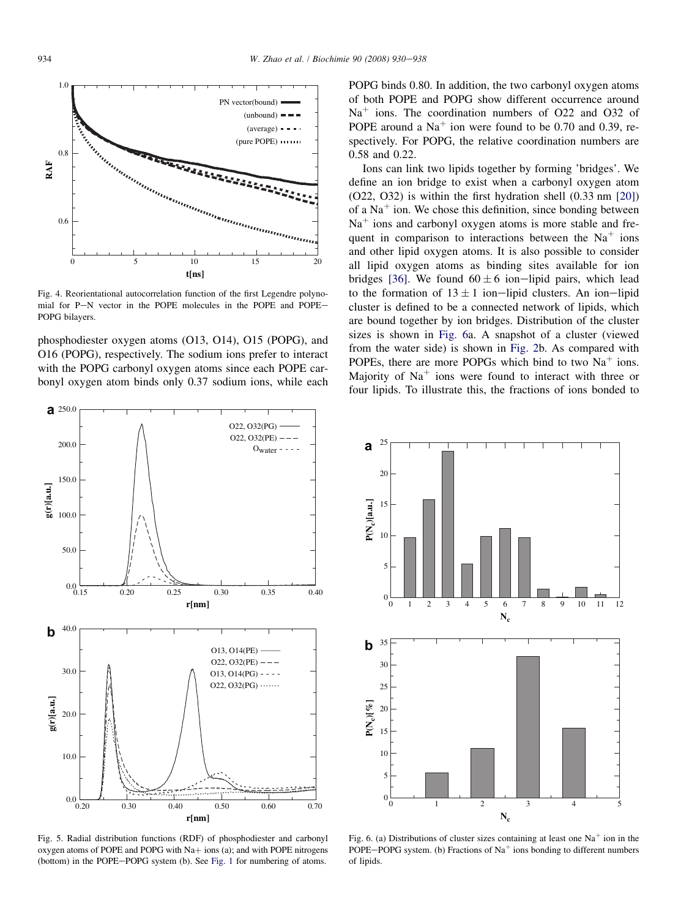Fig. 4. Reorientational autocorrelation function of the first Legendre polynomial for P–N vector in the POPE molecules in the POPE and POPE–POPG bilayers.

phosphodiester oxygen atoms (O13, O14), O15 (POPG), and O16 (POPG), respectively. The sodium ions prefer to interact with the POPG carbonyl oxygen atoms since each POPE carbonyl oxygen atom binds only 0.37 sodium ions, while each POPG binds 0.80. In addition, the two carbonyl oxygen atoms of both POPE and POPG show different occurrence around $Na^+$ ions. The coordination numbers of O22 and O32 of POPE around a $Na^+$ ion were found to be 0.70 and 0.39, respectively. For POPG, the relative coordination numbers are 0.58 and 0.22.

Ions can link two lipids together by forming 'bridges'. We define an ion bridge to exist when a carbonyl oxygen atom (O22, O32) is within the first hydration shell (0.33 nm [20]) of a $Na^+$ ion. We chose this definition, since bonding between $Na^+$ ions and carbonyl oxygen atoms is more stable and frequent in comparison to interactions between the $Na^+$ ions and other lipid oxygen atoms. It is also possible to consider all lipid oxygen atoms as binding sites available for ion bridges [36]. We found $60 \pm 6$ ion–lipid pairs, which lead to the formation of $13 \pm 1$ ion–lipid clusters. An ion–lipid cluster is defined to be a connected network of lipids, which are bound together by ion bridges. Distribution of the cluster sizes is shown in Fig. 6a. A snapshot of a cluster (viewed from the water side) is shown in Fig. 2b. As compared with POPEs, there are more POPGs which bind to two $Na^+$ ions. Majority of $Na^+$ ions were found to interact with three or four lipids. To illustrate this, the fractions of ions bonded to

Fig. 5. Radial distribution functions (RDF) of phosphodiester and carbonyl oxygen atoms of POPE and POPG with Na+ ions (a); and with POPE nitrogens (bottom) in the POPE–POPG system (b). See Fig. 1 for numbering of atoms.

Fig. 6. (a) Distributions of cluster sizes containing at least one $Na^+$ ion in the POPE–POPG system. (b) Fractions of $Na^+$ ions bonding to different numbers of lipids.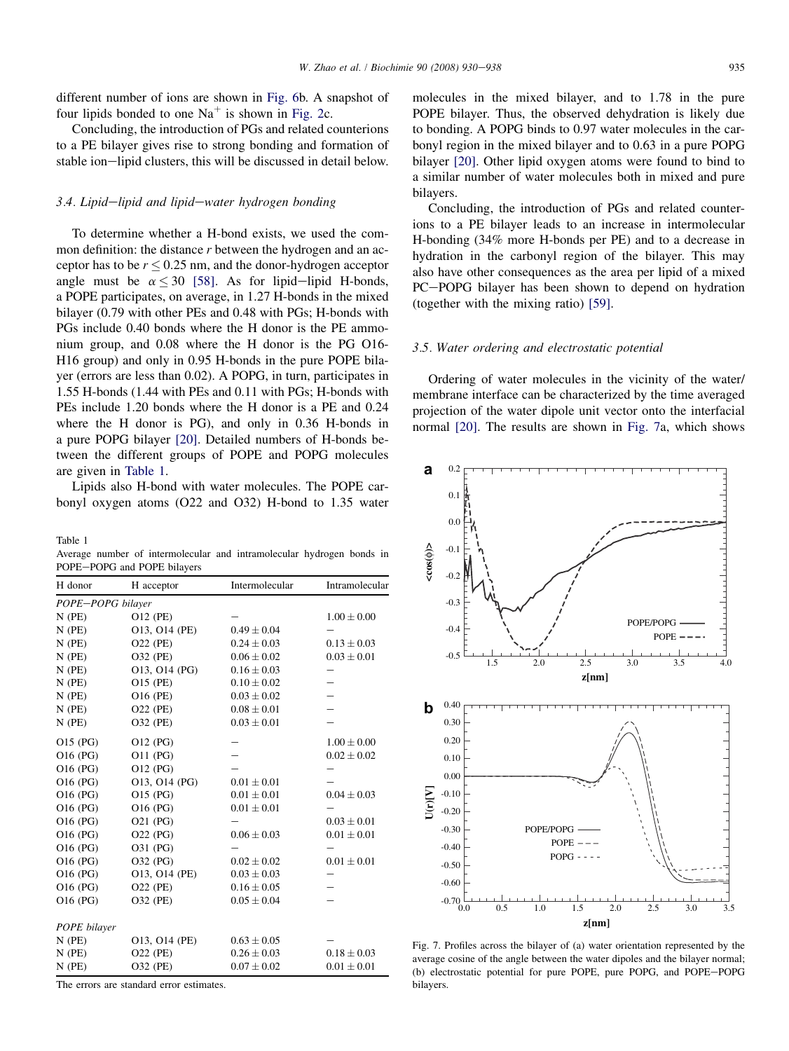different number of ions are shown in Fig. 6b. A snapshot of four lipids bonded to one $Na^+$ is shown in Fig. 2c.

Concluding, the introduction of PGs and related counterions to a PE bilayer gives rise to strong bonding and formation of stable ion−lipid clusters, this will be discussed in detail below.

### 3.4. Lipid−lipid and lipid−water hydrogen bonding

To determine whether a H-bond exists, we used the common definition: the distance $r$ between the hydrogen and an acceptor has to be $r \leq 0.25$ nm, and the donor-hydrogen acceptor angle must be $\alpha \leq 30$ [58]. As for lipid−lipid H-bonds, a POPE participates, on average, in 1.27 H-bonds in the mixed bilayer (0.79 with other PEs and 0.48 with PGs; H-bonds with PGs include 0.40 bonds where the H donor is the PE ammonium group, and 0.08 where the H donor is the PG O16-H16 group) and only in 0.95 H-bonds in the pure POPE bilayer (errors are less than 0.02). A POPG, in turn, participates in 1.55 H-bonds (1.44 with PEs and 0.11 with PGs; H-bonds with PEs include 1.20 bonds where the H donor is a PE and 0.24 where the H donor is PG), and only in 0.36 H-bonds in a pure POPG bilayer [20]. Detailed numbers of H-bonds between the different groups of POPE and POPG molecules are given in Table 1.

Lipids also H-bond with water molecules. The POPE carbonyl oxygen atoms (O22 and O32) H-bond to 1.35 water molecules in the mixed bilayer, and to 1.78 in the pure POPE bilayer. Thus, the observed dehydration is likely due to bonding. A POPG binds to 0.97 water molecules in the carbonyl region in the mixed bilayer and to 0.63 in a pure POPG bilayer [20]. Other lipid oxygen atoms were found to bind to a similar number of water molecules both in mixed and pure bilayers.

Concluding, the introduction of PGs and related counterions to a PE bilayer leads to an increase in intermolecular H-bonding (34% more H-bonds per PE) and to a decrease in hydration in the carbonyl region of the bilayer. This may also have other consequences as the area per lipid of a mixed PC−POPG bilayer has been shown to depend on hydration (together with the mixing ratio) [59].

Table 1
Average number of intermolecular and intramolecular hydrogen bonds in POPE−POPG and POPE bilayers

| H donor | H acceptor | Intermolecular | Intramolecular |
|---|---|---|---|
| *POPE−POPG bilayer* | | | |
| N (PE) | O12 (PE) | − | $1.00 \pm 0.00$ |
| N (PE) | O13, O14 (PE) | $0.49 \pm 0.04$ | − |
| N (PE) | O22 (PE) | $0.24 \pm 0.03$ | $0.13 \pm 0.03$ |
| N (PE) | O32 (PE) | $0.06 \pm 0.02$ | $0.03 \pm 0.01$ |
| N (PE) | O13, O14 (PG) | $0.16 \pm 0.03$ | − |
| N (PE) | O15 (PE) | $0.10 \pm 0.02$ | − |
| N (PE) | O16 (PE) | $0.03 \pm 0.02$ | − |
| N (PE) | O22 (PE) | $0.08 \pm 0.01$ | − |
| N (PE) | O32 (PE) | $0.03 \pm 0.01$ | − |
| O15 (PG) | O12 (PG) | − | $1.00 \pm 0.00$ |
| O16 (PG) | O11 (PG) | − | $0.02 \pm 0.02$ |
| O16 (PG) | O12 (PG) | − | − |
| O16 (PG) | O13, O14 (PG) | $0.01 \pm 0.01$ | − |
| O16 (PG) | O15 (PG) | $0.01 \pm 0.01$ | $0.04 \pm 0.03$ |
| O16 (PG) | O16 (PG) | $0.01 \pm 0.01$ | − |
| O16 (PG) | O21 (PG) | − | $0.03 \pm 0.01$ |
| O16 (PG) | O22 (PG) | $0.06 \pm 0.03$ | $0.01 \pm 0.01$ |
| O16 (PG) | O31 (PG) | − | − |
| O16 (PG) | O32 (PG) | $0.02 \pm 0.02$ | $0.01 \pm 0.01$ |
| O16 (PG) | O13, O14 (PE) | $0.03 \pm 0.03$ | − |
| O16 (PG) | O22 (PE) | $0.16 \pm 0.05$ | − |
| O16 (PG) | O32 (PE) | $0.05 \pm 0.04$ | − |
| *POPE bilayer* | | | |
| N (PE) | O13, O14 (PE) | $0.63 \pm 0.05$ | − |
| N (PE) | O22 (PE) | $0.26 \pm 0.03$ | $0.18 \pm 0.03$ |
| N (PE) | O32 (PE) | $0.07 \pm 0.02$ | $0.01 \pm 0.01$ |

The errors are standard error estimates.

### 3.5. Water ordering and electrostatic potential

Ordering of water molecules in the vicinity of the water/membrane interface can be characterized by the time averaged projection of the water dipole unit vector onto the interfacial normal [20]. The results are shown in Fig. 7a, which shows

Fig. 7. Profiles across the bilayer of (a) water orientation represented by the average cosine of the angle between the water dipoles and the bilayer normal; (b) electrostatic potential for pure POPE, pure POPG, and POPE−POPG bilayers.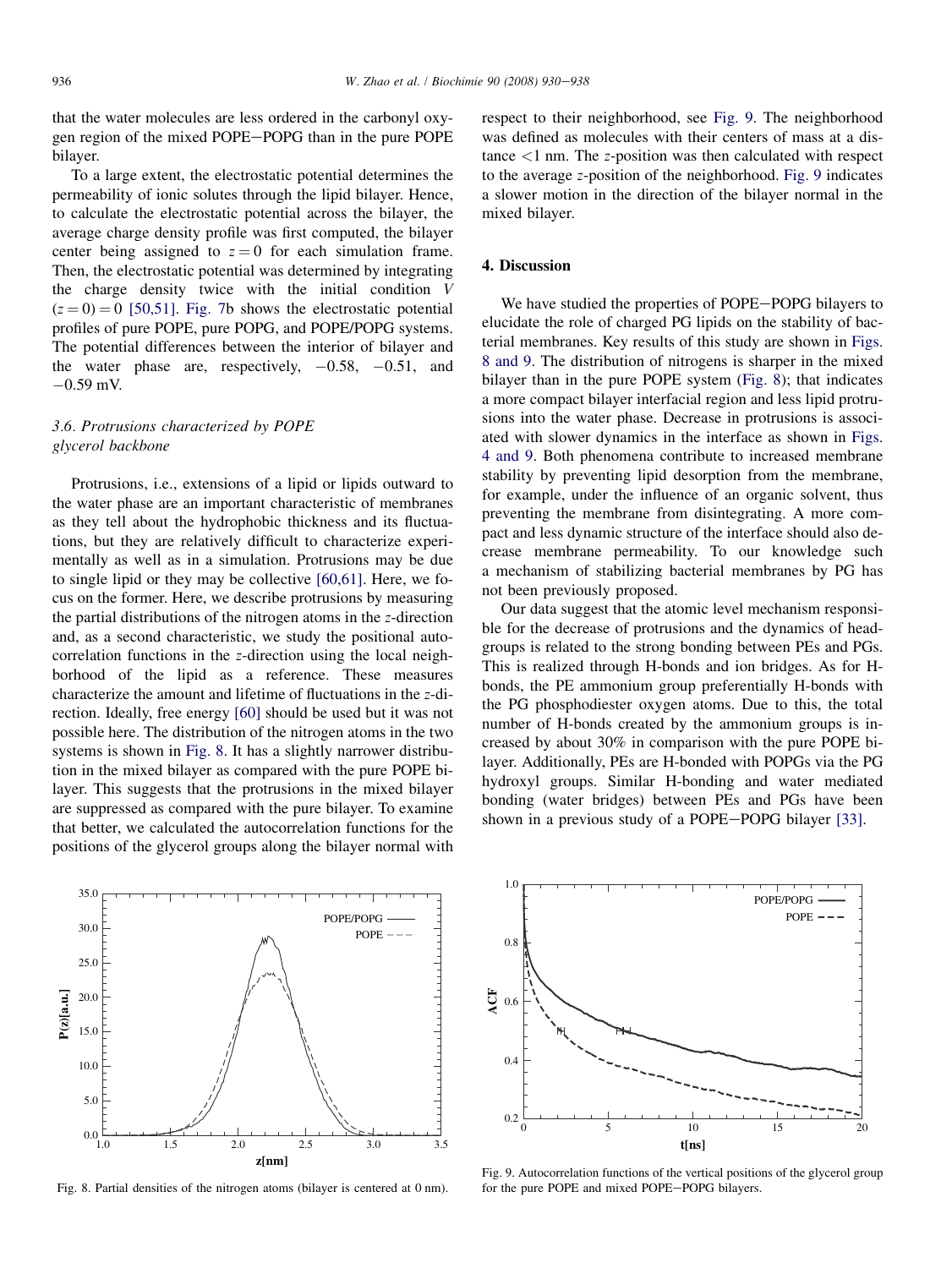that the water molecules are less ordered in the carbonyl oxygen region of the mixed POPE–POPG than in the pure POPE bilayer.

To a large extent, the electrostatic potential determines the permeability of ionic solutes through the lipid bilayer. Hence, to calculate the electrostatic potential across the bilayer, the average charge density profile was first computed, the bilayer center being assigned to $z = 0$ for each simulation frame. Then, the electrostatic potential was determined by integrating the charge density twice with the initial condition $V(z = 0) = 0$ [50,51]. Fig. 7b shows the electrostatic potential profiles of pure POPE, pure POPG, and POPE/POPG systems. The potential differences between the interior of bilayer and the water phase are, respectively, −0.58, −0.51, and −0.59 mV.

### 3.6. Protrusions characterized by POPE glycerol backbone

Protrusions, i.e., extensions of a lipid or lipids outward to the water phase are an important characteristic of membranes as they tell about the hydrophobic thickness and its fluctuations, but they are relatively difficult to characterize experimentally as well as in a simulation. Protrusions may be due to single lipid or they may be collective [60,61]. Here, we focus on the former. Here, we describe protrusions by measuring the partial distributions of the nitrogen atoms in the $z$-direction and, as a second characteristic, we study the positional autocorrelation functions in the $z$-direction using the local neighborhood of the lipid as a reference. These measures characterize the amount and lifetime of fluctuations in the $z$-direction. Ideally, free energy [60] should be used but it was not possible here. The distribution of the nitrogen atoms in the two systems is shown in Fig. 8. It has a slightly narrower distribution in the mixed bilayer as compared with the pure POPE bilayer. This suggests that the protrusions in the mixed bilayer are suppressed as compared with the pure bilayer. To examine that better, we calculated the autocorrelation functions for the positions of the glycerol groups along the bilayer normal with respect to their neighborhood, see Fig. 9. The neighborhood was defined as molecules with their centers of mass at a distance <1 nm. The $z$-position was then calculated with respect to the average $z$-position of the neighborhood. Fig. 9 indicates a slower motion in the direction of the bilayer normal in the mixed bilayer.

## 4. Discussion

We have studied the properties of POPE–POPG bilayers to elucidate the role of charged PG lipids on the stability of bacterial membranes. Key results of this study are shown in Figs. 8 and 9. The distribution of nitrogens is sharper in the mixed bilayer than in the pure POPE system (Fig. 8); that indicates a more compact bilayer interfacial region and less lipid protrusions into the water phase. Decrease in protrusions is associated with slower dynamics in the interface as shown in Figs. 4 and 9. Both phenomena contribute to increased membrane stability by preventing lipid desorption from the membrane, for example, under the influence of an organic solvent, thus preventing the membrane from disintegrating. A more compact and less dynamic structure of the interface should also decrease membrane permeability. To our knowledge such a mechanism of stabilizing bacterial membranes by PG has not been previously proposed.

Our data suggest that the atomic level mechanism responsible for the decrease of protrusions and the dynamics of headgroups is related to the strong bonding between PEs and PGs. This is realized through H-bonds and ion bridges. As for H-bonds, the PE ammonium group preferentially H-bonds with the PG phosphodiester oxygen atoms. Due to this, the total number of H-bonds created by the ammonium groups is increased by about 30% in comparison with the pure POPE bilayer. Additionally, PEs are H-bonded with POPGs via the PG hydroxyl groups. Similar H-bonding and water mediated bonding (water bridges) between PEs and PGs have been shown in a previous study of a POPE–POPG bilayer [33].

Fig. 8. Partial densities of the nitrogen atoms (bilayer is centered at 0 nm).

Fig. 9. Autocorrelation functions of the vertical positions of the glycerol group for the pure POPE and mixed POPE–POPG bilayers.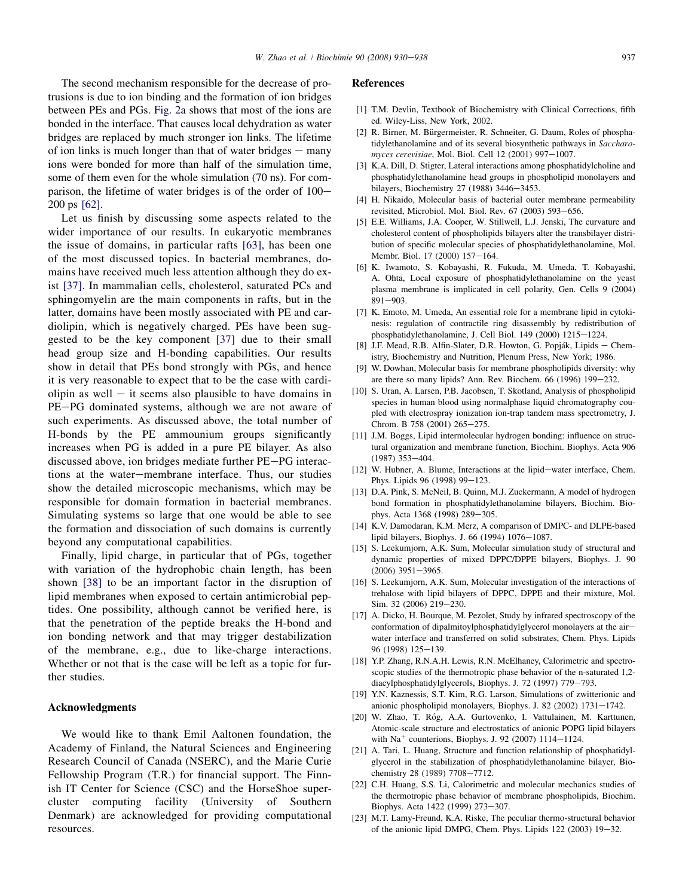The second mechanism responsible for the decrease of protrusions is due to ion binding and the formation of ion bridges between PEs and PGs. Fig. 2a shows that most of the ions are bonded in the interface. That causes local dehydration as water bridges are replaced by much stronger ion links. The lifetime of ion links is much longer than that of water bridges – many ions were bonded for more than half of the simulation time, some of them even for the whole simulation (70 ns). For comparison, the lifetime of water bridges is of the order of 100–200 ps [62].

Let us finish by discussing some aspects related to the wider importance of our results. In eukaryotic membranes the issue of domains, in particular rafts [63], has been one of the most discussed topics. In bacterial membranes, domains have received much less attention although they do exist [37]. In mammalian cells, cholesterol, saturated PCs and sphingomyelin are the main components in rafts, but in the latter, domains have been mostly associated with PE and cardiolipin, which is negatively charged. PEs have been suggested to be the key component [37] due to their small head group size and H-bonding capabilities. Our results show in detail that PEs bond strongly with PGs, and hence it is very reasonable to expect that to be the case with cardiolipin as well – it seems also plausible to have domains in PE–PG dominated systems, although we are not aware of such experiments. As discussed above, the total number of H-bonds by the PE ammounium groups significantly increases when PG is added in a pure PE bilayer. As also discussed above, ion bridges mediate further PE–PG interactions at the water–membrane interface. Thus, our studies show the detailed microscopic mechanisms, which may be responsible for domain formation in bacterial membranes. Simulating systems so large that one would be able to see the formation and dissociation of such domains is currently beyond any computational capabilities.

Finally, lipid charge, in particular that of PGs, together with variation of the hydrophobic chain length, has been shown [38] to be an important factor in the disruption of lipid membranes when exposed to certain antimicrobial peptides. One possibility, although cannot be verified here, is that the penetration of the peptide breaks the H-bond and ion bonding network and that may trigger destabilization of the membrane, e.g., due to like-charge interactions. Whether or not that is the case will be left as a topic for further studies.

## Acknowledgments

We would like to thank Emil Aaltonen foundation, the Academy of Finland, the Natural Sciences and Engineering Research Council of Canada (NSERC), and the Marie Curie Fellowship Program (T.R.) for financial support. The Finnish IT Center for Science (CSC) and the HorseShoe supercluster computing facility (University of Southern Denmark) are acknowledged for providing computational resources.

## References

[1] T.M. Devlin, Textbook of Biochemistry with Clinical Corrections, fifth ed. Wiley-Liss, New York, 2002.

[2] R. Birner, M. Bürgermeister, R. Schneiter, G. Daum, Roles of phosphatidylethanolamine and of its several biosynthetic pathways in *Saccharomyces cerevisiae*, Mol. Biol. Cell 12 (2001) 997–1007.

[3] K.A. Dill, D. Stigter, Lateral interactions among phosphatidylcholine and phosphatidylethanolamine head groups in phospholipid monolayers and bilayers, Biochemistry 27 (1988) 3446–3453.

[4] H. Nikaido, Molecular basis of bacterial outer membrane permeability revisited, Microbiol. Mol. Biol. Rev. 67 (2003) 593–656.

[5] E.E. Williams, J.A. Cooper, W. Stillwell, L.J. Jenski, The curvature and cholesterol content of phospholipids bilayers alter the transbilayer distribution of specific molecular species of phosphatidylethanolamine, Mol. Membr. Biol. 17 (2000) 157–164.

[6] K. Iwamoto, S. Kobayashi, R. Fukuda, M. Umeda, T. Kobayashi, A. Ohta, Local exposure of phosphatidylethanolamine on the yeast plasma membrane is implicated in cell polarity, Gen. Cells 9 (2004) 891–903.

[7] K. Emoto, M. Umeda, An essential role for a membrane lipid in cytokinesis: regulation of contractile ring disassembly by redistribution of phosphatidylethanolamine, J. Cell Biol. 149 (2000) 1215–1224.

[8] J.F. Mead, R.B. Alfin-Slater, D.R. Howton, G. Popják, Lipids – Chemistry, Biochemistry and Nutrition, Plenum Press, New York; 1986.

[9] W. Dowhan, Molecular basis for membrane phospholipids diversity: why are there so many lipids? Ann. Rev. Biochem. 66 (1996) 199–232.

[10] S. Uran, A. Larsen, P.B. Jacobsen, T. Skotland, Analysis of phospholipid species in human blood using normalphase liquid chromatography coupled with electrospray ionization ion-trap tandem mass spectrometry, J. Chrom. B 758 (2001) 265–275.

[11] J.M. Boggs, Lipid intermolecular hydrogen bonding: influence on structural organization and membrane function, Biochim. Biophys. Acta 906 (1987) 353–404.

[12] W. Hubner, A. Blume, Interactions at the lipid–water interface, Chem. Phys. Lipids 96 (1998) 99–123.

[13] D.A. Pink, S. McNeil, B. Quinn, M.J. Zuckermann, A model of hydrogen bond formation in phosphatidylethanolamine bilayers, Biochim. Biophys. Acta 1368 (1998) 289–305.

[14] K.V. Damodaran, K.M. Merz, A comparison of DMPC- and DLPE-based lipid bilayers, Biophys. J. 66 (1994) 1076–1087.

[15] S. Leekumjorn, A.K. Sum, Molecular simulation study of structural and dynamic properties of mixed DPPC/DPPE bilayers, Biophys. J. 90 (2006) 3951–3965.

[16] S. Leekumjorn, A.K. Sum, Molecular investigation of the interactions of trehalose with lipid bilayers of DPPC, DPPE and their mixture, Mol. Sim. 32 (2006) 219–230.

[17] A. Dicko, H. Bourque, M. Pezolet, Study by infrared spectroscopy of the conformation of dipalmitoylphosphatidylglycerol monolayers at the air–water interface and transferred on solid substrates, Chem. Phys. Lipids 96 (1998) 125–139.

[18] Y.P. Zhang, R.N.A.H. Lewis, R.N. McElhaney, Calorimetric and spectroscopic studies of the thermotropic phase behavior of the n-saturated 1,2-diacylphosphatidylglycerols, Biophys. J. 72 (1997) 779–793.

[19] Y.N. Kaznessis, S.T. Kim, R.G. Larson, Simulations of zwitterionic and anionic phospholipid monolayers, Biophys. J. 82 (2002) 1731–1742.

[20] W. Zhao, T. Róg, A.A. Gurtovenko, I. Vattulainen, M. Karttunen, Atomic-scale structure and electrostatics of anionic POPG lipid bilayers with $Na^+$ counterions, Biophys. J. 92 (2007) 1114–1124.

[21] A. Tari, L. Huang, Structure and function relationship of phosphatidylglycerol in the stabilization of phosphatidylethanolamine bilayer, Biochemistry 28 (1989) 7708–7712.

[22] C.H. Huang, S.S. Li, Calorimetric and molecular mechanics studies of the thermotropic phase behavior of membrane phospholipids, Biochim. Biophys. Acta 1422 (1999) 273–307.

[23] M.T. Lamy-Freund, K.A. Riske, The peculiar thermo-structural behavior of the anionic lipid DMPG, Chem. Phys. Lipids 122 (2003) 19–32.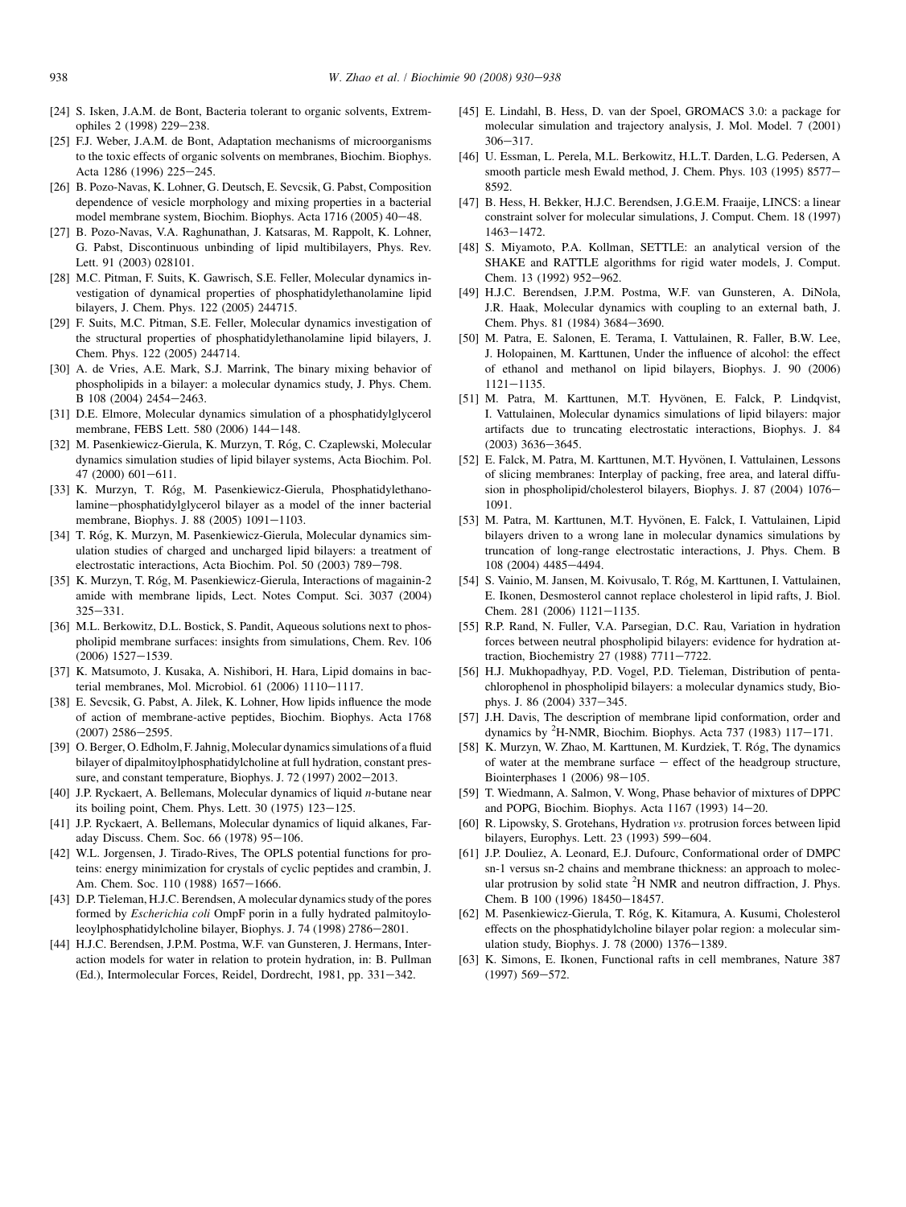[24] S. Isken, J.A.M. de Bont, Bacteria tolerant to organic solvents, Extremophiles 2 (1998) 229–238.

[25] F.J. Weber, J.A.M. de Bont, Adaptation mechanisms of microorganisms to the toxic effects of organic solvents on membranes, Biochim. Biophys. Acta 1286 (1996) 225–245.

[26] B. Pozo-Navas, K. Lohner, G. Deutsch, E. Sevcsik, G. Pabst, Composition dependence of vesicle morphology and mixing properties in a bacterial model membrane system, Biochim. Biophys. Acta 1716 (2005) 40–48.

[27] B. Pozo-Navas, V.A. Raghunathan, J. Katsaras, M. Rappolt, K. Lohner, G. Pabst, Discontinuous unbinding of lipid multibilayers, Phys. Rev. Lett. 91 (2003) 028101.

[28] M.C. Pitman, F. Suits, K. Gawrisch, S.E. Feller, Molecular dynamics investigation of dynamical properties of phosphatidylethanolamine lipid bilayers, J. Chem. Phys. 122 (2005) 244715.

[29] F. Suits, M.C. Pitman, S.E. Feller, Molecular dynamics investigation of the structural properties of phosphatidylethanolamine lipid bilayers, J. Chem. Phys. 122 (2005) 244714.

[30] A. de Vries, A.E. Mark, S.J. Marrink, The binary mixing behavior of phospholipids in a bilayer: a molecular dynamics study, J. Phys. Chem. B 108 (2004) 2454–2463.

[31] D.E. Elmore, Molecular dynamics simulation of a phosphatidylglycerol membrane, FEBS Lett. 580 (2006) 144–148.

[32] M. Pasenkiewicz-Gierula, K. Murzyn, T. Róg, C. Czaplewski, Molecular dynamics simulation studies of lipid bilayer systems, Acta Biochim. Pol. 47 (2000) 601–611.

[33] K. Murzyn, T. Róg, M. Pasenkiewicz-Gierula, Phosphatidylethanolamine–phosphatidylglycerol bilayer as a model of the inner bacterial membrane, Biophys. J. 88 (2005) 1091–1103.

[34] T. Róg, K. Murzyn, M. Pasenkiewicz-Gierula, Molecular dynamics simulation studies of charged and uncharged lipid bilayers: a treatment of electrostatic interactions, Acta Biochim. Pol. 50 (2003) 789–798.

[35] K. Murzyn, T. Róg, M. Pasenkiewicz-Gierula, Interactions of magainin-2 amide with membrane lipids, Lect. Notes Comput. Sci. 3037 (2004) 325–331.

[36] M.L. Berkowitz, D.L. Bostick, S. Pandit, Aqueous solutions next to phospholipid membrane surfaces: insights from simulations, Chem. Rev. 106 (2006) 1527–1539.

[37] K. Matsumoto, J. Kusaka, A. Nishibori, H. Hara, Lipid domains in bacterial membranes, Mol. Microbiol. 61 (2006) 1110–1117.

[38] E. Sevcsik, G. Pabst, A. Jilek, K. Lohner, How lipids influence the mode of action of membrane-active peptides, Biochim. Biophys. Acta 1768 (2007) 2586–2595.

[39] O. Berger, O. Edholm, F. Jahnig, Molecular dynamics simulations of a fluid bilayer of dipalmitoylphosphatidylcholine at full hydration, constant pressure, and constant temperature, Biophys. J. 72 (1997) 2002–2013.

[40] J.P. Ryckaert, A. Bellemans, Molecular dynamics of liquid *n*-butane near its boiling point, Chem. Phys. Lett. 30 (1975) 123–125.

[41] J.P. Ryckaert, A. Bellemans, Molecular dynamics of liquid alkanes, Faraday Discuss. Chem. Soc. 66 (1978) 95–106.

[42] W.L. Jorgensen, J. Tirado-Rives, The OPLS potential functions for proteins: energy minimization for crystals of cyclic peptides and crambin, J. Am. Chem. Soc. 110 (1988) 1657–1666.

[43] D.P. Tieleman, H.J.C. Berendsen, A molecular dynamics study of the pores formed by *Escherichia coli* OmpF porin in a fully hydrated palmitoyloleoylphosphatidylcholine bilayer, Biophys. J. 74 (1998) 2786–2801.

[44] H.J.C. Berendsen, J.P.M. Postma, W.F. van Gunsteren, J. Hermans, Interaction models for water in relation to protein hydration, in: B. Pullman (Ed.), Intermolecular Forces, Reidel, Dordrecht, 1981, pp. 331–342.

[45] E. Lindahl, B. Hess, D. van der Spoel, GROMACS 3.0: a package for molecular simulation and trajectory analysis, J. Mol. Model. 7 (2001) 306–317.

[46] U. Essman, L. Perela, M.L. Berkowitz, H.L.T. Darden, L.G. Pedersen, A smooth particle mesh Ewald method, J. Chem. Phys. 103 (1995) 8577–8592.

[47] B. Hess, H. Bekker, H.J.C. Berendsen, J.G.E.M. Fraaije, LINCS: a linear constraint solver for molecular simulations, J. Comput. Chem. 18 (1997) 1463–1472.

[48] S. Miyamoto, P.A. Kollman, SETTLE: an analytical version of the SHAKE and RATTLE algorithms for rigid water models, J. Comput. Chem. 13 (1992) 952–962.

[49] H.J.C. Berendsen, J.P.M. Postma, W.F. van Gunsteren, A. DiNola, J.R. Haak, Molecular dynamics with coupling to an external bath, J. Chem. Phys. 81 (1984) 3684–3690.

[50] M. Patra, E. Salonen, E. Terama, I. Vattulainen, R. Faller, B.W. Lee, J. Holopainen, M. Karttunen, Under the influence of alcohol: the effect of ethanol and methanol on lipid bilayers, Biophys. J. 90 (2006) 1121–1135.

[51] M. Patra, M. Karttunen, M.T. Hyvönen, E. Falck, P. Lindqvist, I. Vattulainen, Molecular dynamics simulations of lipid bilayers: major artifacts due to truncating electrostatic interactions, Biophys. J. 84 (2003) 3636–3645.

[52] E. Falck, M. Patra, M. Karttunen, M.T. Hyvönen, I. Vattulainen, Lessons of slicing membranes: Interplay of packing, free area, and lateral diffusion in phospholipid/cholesterol bilayers, Biophys. J. 87 (2004) 1076–1091.

[53] M. Patra, M. Karttunen, M.T. Hyvönen, E. Falck, I. Vattulainen, Lipid bilayers driven to a wrong lane in molecular dynamics simulations by truncation of long-range electrostatic interactions, J. Phys. Chem. B 108 (2004) 4485–4494.

[54] S. Vainio, M. Jansen, M. Koivusalo, T. Róg, M. Karttunen, I. Vattulainen, E. Ikonen, Desmosterol cannot replace cholesterol in lipid rafts, J. Biol. Chem. 281 (2006) 1121–1135.

[55] R.P. Rand, N. Fuller, V.A. Parsegian, D.C. Rau, Variation in hydration forces between neutral phospholipid bilayers: evidence for hydration attraction, Biochemistry 27 (1988) 7711–7722.

[56] H.J. Mukhopadhyay, P.D. Vogel, P.D. Tieleman, Distribution of pentachlorophenol in phospholipid bilayers: a molecular dynamics study, Biophys. J. 86 (2004) 337–345.

[57] J.H. Davis, The description of membrane lipid conformation, order and dynamics by $^{2}$H-NMR, Biochim. Biophys. Acta 737 (1983) 117–171.

[58] K. Murzyn, W. Zhao, M. Karttunen, M. Kurdziek, T. Róg, The dynamics of water at the membrane surface – effect of the headgroup structure, Biointerphases 1 (2006) 98–105.

[59] T. Wiedmann, A. Salmon, V. Wong, Phase behavior of mixtures of DPPC and POPG, Biochim. Biophys. Acta 1167 (1993) 14–20.

[60] R. Lipowsky, S. Grotehans, Hydration *vs.* protrusion forces between lipid bilayers, Europhys. Lett. 23 (1993) 599–604.

[61] J.P. Douliez, A. Leonard, E.J. Dufourc, Conformational order of DMPC sn-1 versus sn-2 chains and membrane thickness: an approach to molecular protrusion by solid state $^{2}$H NMR and neutron diffraction, J. Phys. Chem. B 100 (1996) 18450–18457.

[62] M. Pasenkiewicz-Gierula, T. Róg, K. Kitamura, A. Kusumi, Cholesterol effects on the phosphatidylcholine bilayer polar region: a molecular simulation study, Biophys. J. 78 (2000) 1376–1389.

[63] K. Simons, E. Ikonen, Functional rafts in cell membranes, Nature 387 (1997) 569–572.